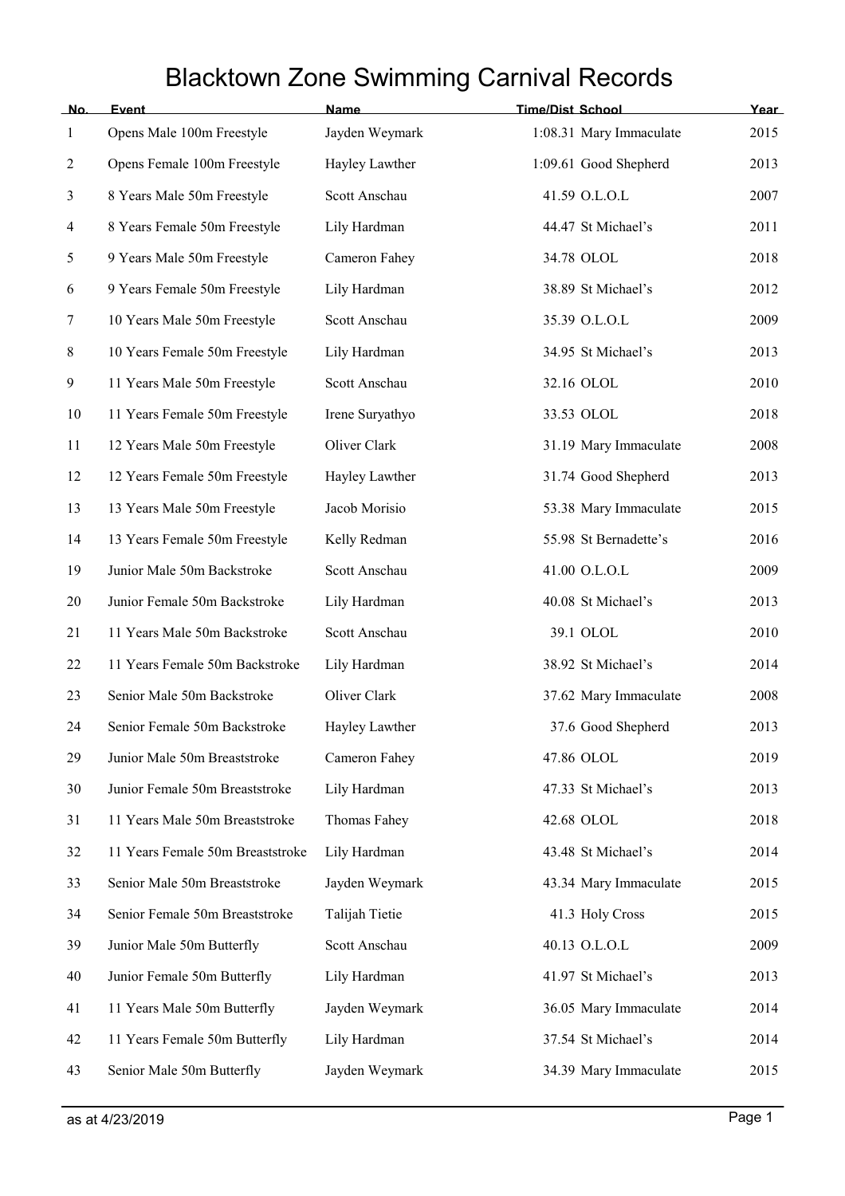# Blacktown Zone Swimming Carnival Records

| No. | Event | Name | Time/Dist | School | Year |
|---|---|---|---|---|---|
| 1 | Opens Male 100m Freestyle | Jayden Weymark | 1:08.31 | Mary Immaculate | 2015 |
| 2 | Opens Female 100m Freestyle | Hayley Lawther | 1:09.61 | Good Shepherd | 2013 |
| 3 | 8 Years Male 50m Freestyle | Scott Anschau | 41.59 | O.L.O.L | 2007 |
| 4 | 8 Years Female 50m Freestyle | Lily Hardman | 44.47 | St Michael's | 2011 |
| 5 | 9 Years Male 50m Freestyle | Cameron Fahey | 34.78 | OLOL | 2018 |
| 6 | 9 Years Female 50m Freestyle | Lily Hardman | 38.89 | St Michael's | 2012 |
| 7 | 10 Years Male 50m Freestyle | Scott Anschau | 35.39 | O.L.O.L | 2009 |
| 8 | 10 Years Female 50m Freestyle | Lily Hardman | 34.95 | St Michael's | 2013 |
| 9 | 11 Years Male 50m Freestyle | Scott Anschau | 32.16 | OLOL | 2010 |
| 10 | 11 Years Female 50m Freestyle | Irene Suryathyo | 33.53 | OLOL | 2018 |
| 11 | 12 Years Male 50m Freestyle | Oliver Clark | 31.19 | Mary Immaculate | 2008 |
| 12 | 12 Years Female 50m Freestyle | Hayley Lawther | 31.74 | Good Shepherd | 2013 |
| 13 | 13 Years Male 50m Freestyle | Jacob Morisio | 53.38 | Mary Immaculate | 2015 |
| 14 | 13 Years Female 50m Freestyle | Kelly Redman | 55.98 | St Bernadette's | 2016 |
| 19 | Junior Male 50m Backstroke | Scott Anschau | 41.00 | O.L.O.L | 2009 |
| 20 | Junior Female 50m Backstroke | Lily Hardman | 40.08 | St Michael's | 2013 |
| 21 | 11 Years Male 50m Backstroke | Scott Anschau | 39.1 | OLOL | 2010 |
| 22 | 11 Years Female 50m Backstroke | Lily Hardman | 38.92 | St Michael's | 2014 |
| 23 | Senior Male 50m Backstroke | Oliver Clark | 37.62 | Mary Immaculate | 2008 |
| 24 | Senior Female 50m Backstroke | Hayley Lawther | 37.6 | Good Shepherd | 2013 |
| 29 | Junior Male 50m Breaststroke | Cameron Fahey | 47.86 | OLOL | 2019 |
| 30 | Junior Female 50m Breaststroke | Lily Hardman | 47.33 | St Michael's | 2013 |
| 31 | 11 Years Male 50m Breaststroke | Thomas Fahey | 42.68 | OLOL | 2018 |
| 32 | 11 Years Female 50m Breaststroke | Lily Hardman | 43.48 | St Michael's | 2014 |
| 33 | Senior Male 50m Breaststroke | Jayden Weymark | 43.34 | Mary Immaculate | 2015 |
| 34 | Senior Female 50m Breaststroke | Talijah Tietie | 41.3 | Holy Cross | 2015 |
| 39 | Junior Male 50m Butterfly | Scott Anschau | 40.13 | O.L.O.L | 2009 |
| 40 | Junior Female 50m Butterfly | Lily Hardman | 41.97 | St Michael's | 2013 |
| 41 | 11 Years Male 50m Butterfly | Jayden Weymark | 36.05 | Mary Immaculate | 2014 |
| 42 | 11 Years Female 50m Butterfly | Lily Hardman | 37.54 | St Michael's | 2014 |
| 43 | Senior Male 50m Butterfly | Jayden Weymark | 34.39 | Mary Immaculate | 2015 |

as at 4/23/2019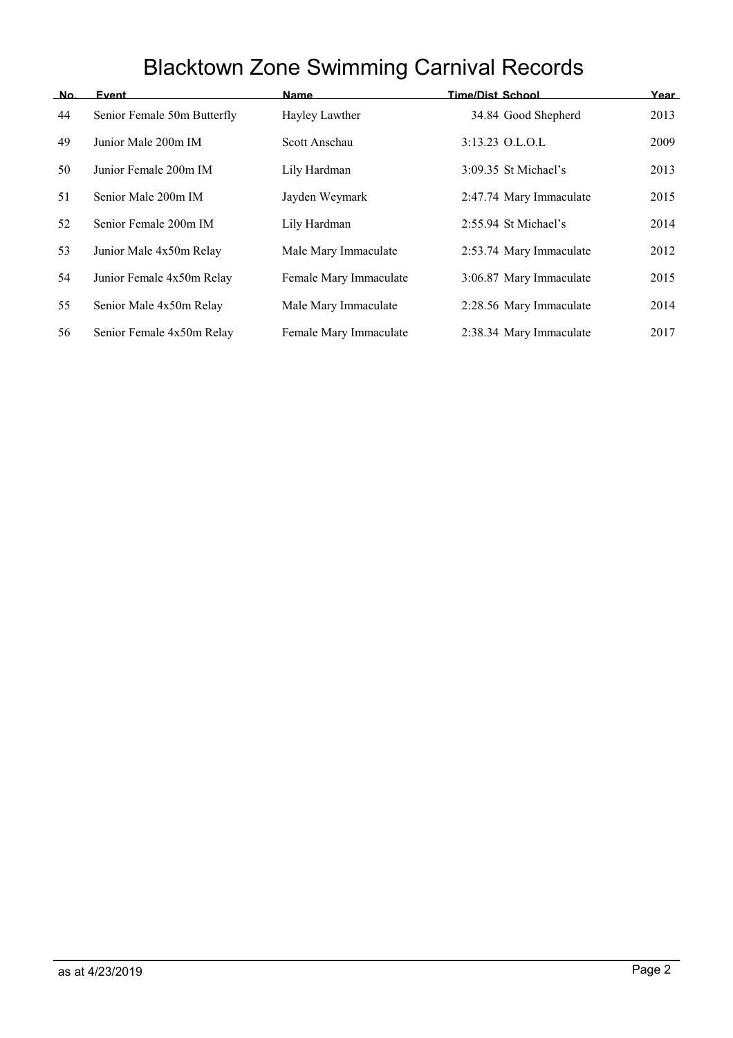# Blacktown Zone Swimming Carnival Records

| No. | Event | Name | Time/Dist | School | Year |
|---|---|---|---|---|---|
| 44 | Senior Female 50m Butterfly | Hayley Lawther | 34.84 | Good Shepherd | 2013 |
| 49 | Junior Male 200m IM | Scott Anschau | 3:13.23 | O.L.O.L | 2009 |
| 50 | Junior Female 200m IM | Lily Hardman | 3:09.35 | St Michael's | 2013 |
| 51 | Senior Male 200m IM | Jayden Weymark | 2:47.74 | Mary Immaculate | 2015 |
| 52 | Senior Female 200m IM | Lily Hardman | 2:55.94 | St Michael's | 2014 |
| 53 | Junior Male 4x50m Relay | Male Mary Immaculate | 2:53.74 | Mary Immaculate | 2012 |
| 54 | Junior Female 4x50m Relay | Female Mary Immaculate | 3:06.87 | Mary Immaculate | 2015 |
| 55 | Senior Male 4x50m Relay | Male Mary Immaculate | 2:28.56 | Mary Immaculate | 2014 |
| 56 | Senior Female 4x50m Relay | Female Mary Immaculate | 2:38.34 | Mary Immaculate | 2017 |

as at 4/23/2019